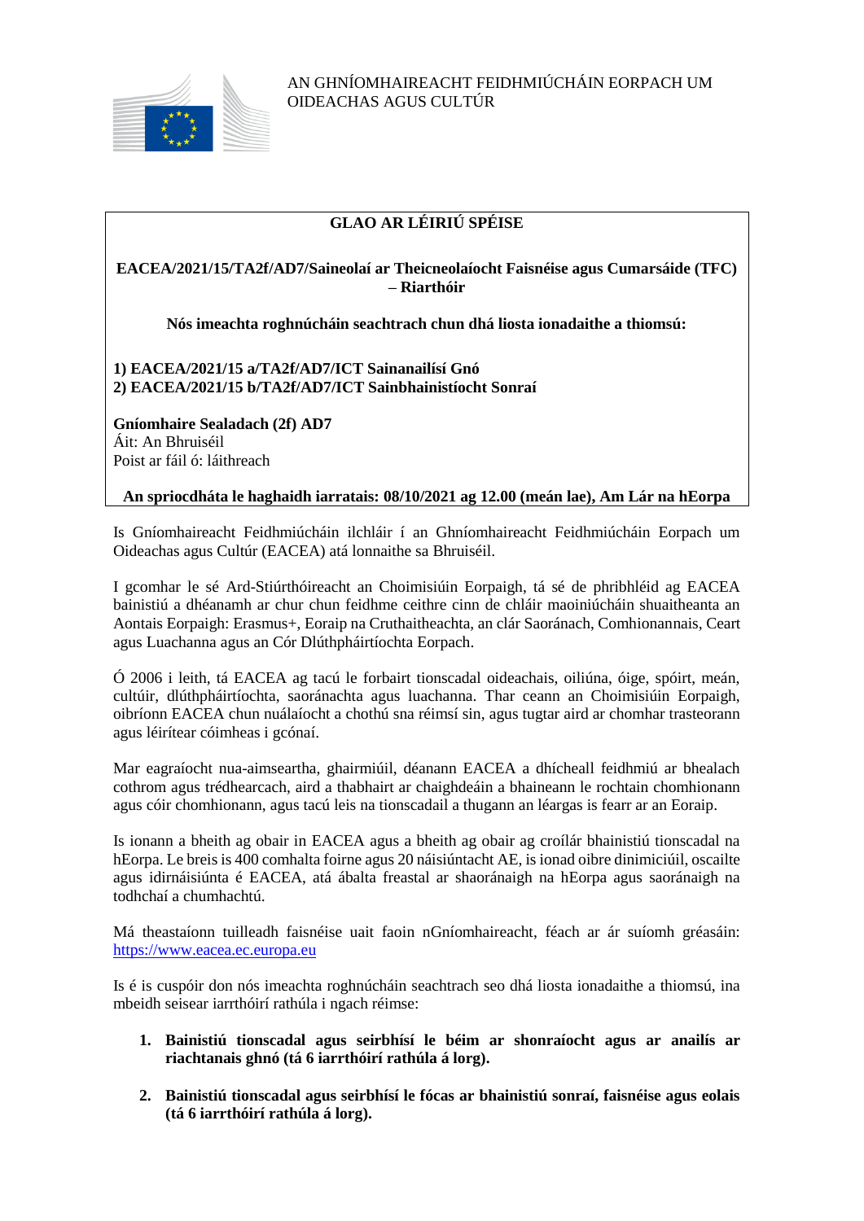AN GHNÍOMHAIREACHT FEIDHMIÚCHÁIN EORPACH UM OIDEACHAS AGUS CULTÚR

## GLAO AR LÉIRIÚ SPÉISE

**EACEA/2021/15/TA2f/AD7/Saineolaí ar Theicneolaíocht Faisnéise agus Cumarsáide (TFC) – Riarthóir**

**Nós imeachta roghnúcháin seachtrach chun dhá liosta ionadaithe a thiomsú:**

**1) EACEA/2021/15 a/TA2f/AD7/ICT Sainanailísí Gnó**
**2) EACEA/2021/15 b/TA2f/AD7/ICT Sainbhainistíocht Sonraí**

**Gníomhaire Sealadach (2f) AD7**
Áit: An Bhruiséil
Poist ar fáil ó: láithreach

**An spriocdháta le haghaidh iarratais: 08/10/2021 ag 12.00 (meán lae), Am Lár na hEorpa**

Is Gníomhaireacht Feidhmiúcháin ilchláir í an Ghníomhaireacht Feidhmiúcháin Eorpach um Oideachas agus Cultúr (EACEA) atá lonnaithe sa Bhruiséil.

I gcomhar le sé Ard-Stiúrthóireacht an Choimisiúin Eorpaigh, tá sé de phribhléid ag EACEA bainistiú a dhéanamh ar chur chun feidhme ceithre cinn de chláir maoiniúcháin shuaitheanta an Aontais Eorpaigh: Erasmus+, Eoraip na Cruthaitheachta, an clár Saoránach, Comhionannais, Ceart agus Luachanna agus an Cór Dlúthpháirtíochta Eorpach.

Ó 2006 i leith, tá EACEA ag tacú le forbairt tionscadal oideachais, oiliúna, óige, spóirt, meán, cultúir, dlúthpháirtíochta, saoránachta agus luachanna. Thar ceann an Choimisiúin Eorpaigh, oibríonn EACEA chun nuálaíocht a chothú sna réimsí sin, agus tugtar aird ar chomhar trasteorann agus léirítear cóimheas i gcónaí.

Mar eagraíocht nua-aimseartha, ghairmiúil, déanann EACEA a dhícheall feidhmiú ar bhealach cothrom agus trédhearcach, aird a thabhairt ar chaighdeáin a bhaineann le rochtain chomhionann agus cóir chomhionann, agus tacú leis na tionscadail a thugann an léargas is fearr ar an Eoraip.

Is ionann a bheith ag obair in EACEA agus a bheith ag obair ag croílár bhainistiú tionscadal na hEorpa. Le breis is 400 comhalta foirne agus 20 náisiúntacht AE, is ionad oibre dinimiciúil, oscailte agus idirnáisiúnta é EACEA, atá ábalta freastal ar shaoránaigh na hEorpa agus saoránaigh na todhchaí a chumhachtú.

Má theastaíonn tuilleadh faisnéise uait faoin nGníomhaireacht, féach ar ár suíomh gréasáin: https://www.eacea.ec.europa.eu

Is é is cuspóir don nós imeachta roghnúcháin seachtrach seo dhá liosta ionadaithe a thiomsú, ina mbeidh seisear iarrthóirí rathúla i ngach réimse:

1. **Bainistiú tionscadal agus seirbhísí le béim ar shonraíocht agus ar anailís ar riachtanais ghnó (tá 6 iarrthóirí rathúla á lorg).**

2. **Bainistiú tionscadal agus seirbhísí le fócas ar bhainistiú sonraí, faisnéise agus eolais (tá 6 iarrthóirí rathúla á lorg).**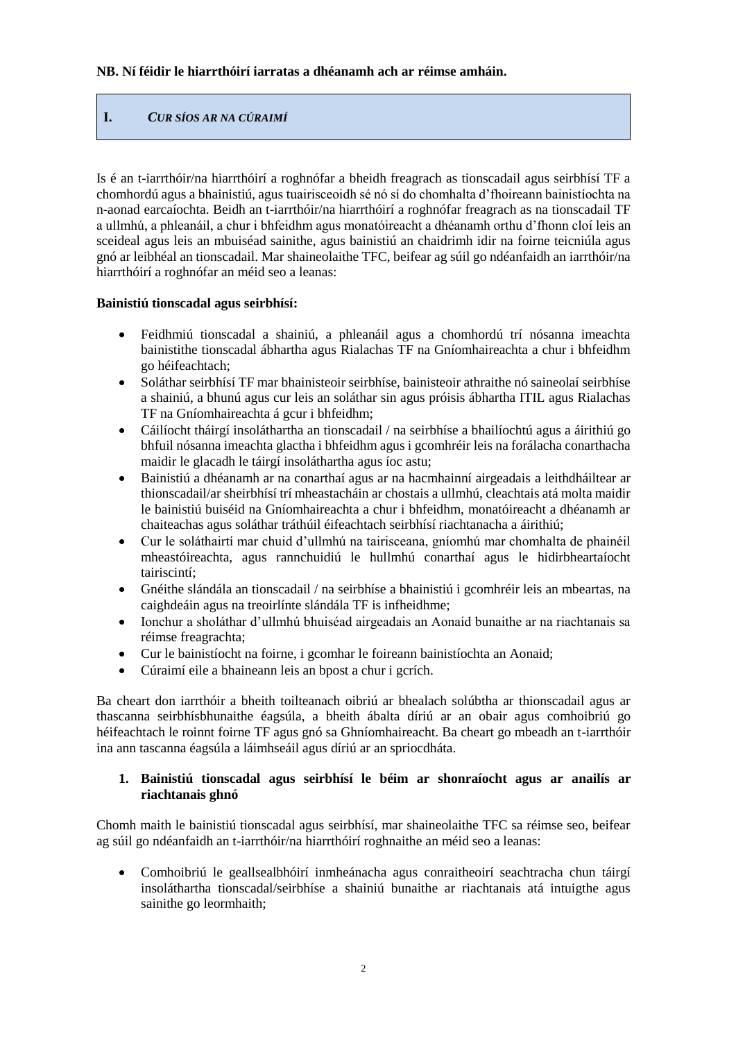**NB. Ní féidir le hiarrthóirí iarratas a dhéanamh ach ar réimse amháin.**

## I. *CUR SÍOS AR NA CÚRAIMÍ*

Is é an t-iarrthóir/na hiarrthóirí a roghnófar a bheidh freagrach as tionscadail agus seirbhísí TF a chomhordú agus a bhainistiú, agus tuairisceoidh sé nó sí do chomhalta d'fhoireann bainistíochta na n-aonad earcaíochta. Beidh an t-iarrthóir/na hiarrthóirí a roghnófar freagrach as na tionscadail TF a ullmhú, a phleanáil, a chur i bhfeidhm agus monatóireacht a dhéanamh orthu d'fhonn cloí leis an sceideal agus leis an mbuiséad sainithe, agus bainistiú an chaidrimh idir na foirne teicniúla agus gnó ar leibhéal an tionscadail. Mar shaineolaithe TFC, beifear ag súil go ndéanfaidh an iarrthóir/na hiarrthóirí a roghnófar an méid seo a leanas:

**Bainistiú tionscadal agus seirbhísí:**

- Feidhmiú tionscadal a shainiú, a phleanáil agus a chomhordú trí nósanna imeachta bainistithe tionscadal ábhartha agus Rialachas TF na Gníomhaireachta a chur i bhfeidhm go héifeachtach;
- Soláthar seirbhísí TF mar bhainisteoir seirbhíse, bainisteoir athraithe nó saineolaí seirbhíse a shainiú, a bhunú agus cur leis an soláthar sin agus próisis ábhartha ITIL agus Rialachas TF na Gníomhaireachta á gcur i bhfeidhm;
- Cáilíocht tháirgí insoláthartha an tionscadail / na seirbhíse a bhailíochtú agus a áirithiú go bhfuil nósanna imeachta glactha i bhfeidhm agus i gcomhréir leis na forálacha conarthacha maidir le glacadh le táirgí insoláthartha agus íoc astu;
- Bainistiú a dhéanamh ar na conarthaí agus ar na hacmhainní airgeadais a leithdháiltear ar thionscadail/ar sheirbhísí trí mheastacháin ar chostais a ullmhú, cleachtais atá molta maidir le bainistiú buiséid na Gníomhaireachta a chur i bhfeidhm, monatóireacht a dhéanamh ar chaiteachas agus soláthar tráthúil éifeachtach seirbhísí riachtanacha a áirithiú;
- Cur le soláthairtí mar chuid d'ullmhú na tairisceana, gníomhú mar chomhalta de phainéil mheastóireachta, agus rannchuidiú le hullmhú conarthaí agus le hidirbheartaíocht tairiscintí;
- Gnéithe slándála an tionscadail / na seirbhíse a bhainistiú i gcomhréir leis an mbeartas, na caighdeáin agus na treoirlínte slándála TF is infheidhme;
- Ionchur a sholáthar d'ullmhú bhuiséad airgeadais an Aonaid bunaithe ar na riachtanais sa réimse freagrachta;
- Cur le bainistíocht na foirne, i gcomhar le foireann bainistíochta an Aonaid;
- Cúraimí eile a bhaineann leis an bpost a chur i gcrích.

Ba cheart don iarrthóir a bheith toilteanach oibriú ar bhealach solúbtha ar thionscadail agus ar thascanna seirbhísbhunaithe éagsúla, a bheith ábalta díriú ar an obair agus comhoibriú go héifeachtach le roinnt foirne TF agus gnó sa Ghníomhaireacht. Ba cheart go mbeadh an t-iarrthóir ina ann tascanna éagsúla a láimhseáil agus díriú ar an spriocdháta.

### 1. Bainistiú tionscadal agus seirbhísí le béim ar shonraíocht agus ar anailís ar riachtanais ghnó

Chomh maith le bainistiú tionscadal agus seirbhísí, mar shaineolaithe TFC sa réimse seo, beifear ag súil go ndéanfaidh an t-iarrthóir/na hiarrthóirí roghnaithe an méid seo a leanas:

- Comhoibriú le geallsealbhóirí inmheánacha agus conraitheoirí seachtracha chun táirgí insoláthartha tionscadal/seirbhíse a shainiú bunaithe ar riachtanais atá intuigthe agus sainithe go leormhaith;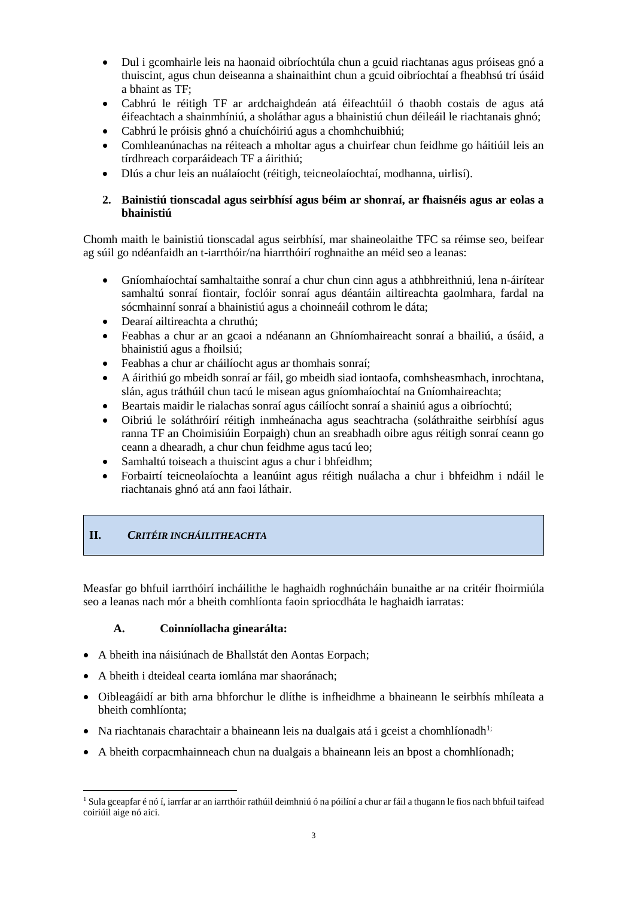- Dul i gcomhairle leis na haonaid oibríochtúla chun a gcuid riachtanas agus próiseas gnó a thuiscint, agus chun deiseanna a shainaithint chun a gcuid oibríochtaí a fheabhsú trí úsáid a bhaint as TF;
- Cabhrú le réitigh TF ar ardchaighdeán atá éifeachtúil ó thaobh costais de agus atá éifeachtach a shainmhíniú, a sholáthar agus a bhainistiú chun déileáil le riachtanais ghnó;
- Cabhrú le próisis ghnó a chuíchóiriú agus a chomhchuibhiú;
- Comhleanúnachas na réiteach a mholtar agus a chuirfear chun feidhme go háitiúil leis an tírdhreach corparáideach TF a áirithiú;
- Dlús a chur leis an nuálaíocht (réitigh, teicneolaíochtaí, modhanna, uirlisí).

**2. Bainistiú tionscadal agus seirbhísí agus béim ar shonraí, ar fhaisnéis agus ar eolas a bhainistiú**

Chomh maith le bainistiú tionscadal agus seirbhísí, mar shaineolaithe TFC sa réimse seo, beifear ag súil go ndéanfaidh an t-iarrthóir/na hiarrthóirí roghnaithe an méid seo a leanas:

- Gníomhaíochtaí samhaltaithe sonraí a chur chun cinn agus a athbhreithniú, lena n-áirítear samhaltú sonraí fiontair, foclóir sonraí agus déantáin ailtireachta gaolmhara, fardal na sócmhainní sonraí a bhainistiú agus a choinneáil cothrom le dáta;
- Dearaí ailtireachta a chruthú;
- Feabhas a chur ar an gcaoi a ndéanann an Ghníomhaireacht sonraí a bhailiú, a úsáid, a bhainistiú agus a fhoilsiú;
- Feabhas a chur ar cháilíocht agus ar thomhais sonraí;
- A áirithiú go mbeidh sonraí ar fáil, go mbeidh siad iontaofa, comhsheasmhach, inrochtana, slán, agus tráthúil chun tacú le misean agus gníomhaíochtaí na Gníomhaireachta;
- Beartais maidir le rialachas sonraí agus cáilíocht sonraí a shainiú agus a oibríochtú;
- Oibriú le soláthróirí réitigh inmheánacha agus seachtracha (soláthraithe seirbhísí agus ranna TF an Choimisiúin Eorpaigh) chun an sreabhadh oibre agus réitigh sonraí ceann go ceann a dhearadh, a chur chun feidhme agus tacú leo;
- Samhaltú toiseach a thuiscint agus a chur i bhfeidhm;
- Forbairtí teicneolaíochta a leanúint agus réitigh nuálacha a chur i bhfeidhm i ndáil le riachtanais ghnó atá ann faoi láthair.

## II. *CRITÉIR INCHÁILITHEACHTA*

Measfar go bhfuil iarrthóirí incháilithe le haghaidh roghnúcháin bunaithe ar na critéir fhoirmiúla seo a leanas nach mór a bheith comhlíonta faoin spriocdháta le haghaidh iarratas:

### A. Coinníollacha ginearálta:

- A bheith ina náisiúnach de Bhallstát den Aontas Eorpach;
- A bheith i dteideal cearta iomlána mar shaoránach;
- Oibleagáidí ar bith arna bhforchur le dlíthe is infheidhme a bhaineann le seirbhís mhíleata a bheith comhlíonta;
- Na riachtanais charachtair a bhaineann leis na dualgais atá i gceist a chomhlíonadh[1;]
- A bheith corpacmhainneach chun na dualgais a bhaineann leis an bpost a chomhlíonadh;

[1] Sula gceapfar é nó í, iarrfar ar an iarrthóir rathúil deimhniú ó na póilíní a chur ar fáil a thugann le fios nach bhfuil taifead coiriúil aige nó aici.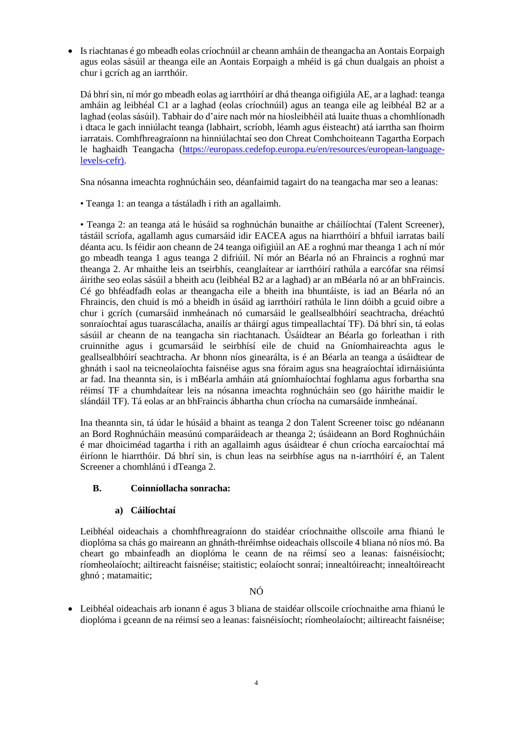- Is riachtanas é go mbeadh eolas críochnúil ar cheann amháin de theangacha an Aontais Eorpaigh agus eolas sásúil ar theanga eile an Aontais Eorpaigh a mhéid is gá chun dualgais an phoist a chur i gcrích ag an iarrthóir.

  Dá bhrí sin, ní mór go mbeadh eolas ag iarrthóirí ar dhá theanga oifigiúla AE, ar a laghad: teanga amháin ag leibhéal C1 ar a laghad (eolas críochnúil) agus an teanga eile ag leibhéal B2 ar a laghad (eolas sásúil). Tabhair do d'aire nach mór na híosleibhéil atá luaite thuas a chomhlíonadh i dtaca le gach inniúlacht teanga (labhairt, scríobh, léamh agus éisteacht) atá iarrtha san fhoirm iarratais. Comhfhreagraíonn na hinniúlachtaí seo don Chreat Comhchoiteann Tagartha Eorpach le haghaidh Teangacha (https://europass.cedefop.europa.eu/en/resources/european-language-levels-cefr).

  Sna nósanna imeachta roghnúcháin seo, déanfaimid tagairt do na teangacha mar seo a leanas:

  • Teanga 1: an teanga a tástáladh i rith an agallaimh.

  • Teanga 2: an teanga atá le húsáid sa roghnúchán bunaithe ar cháilíochtaí (Talent Screener), tástáil scríofa, agallamh agus cumarsáid idir EACEA agus na hiarrthóirí a bhfuil iarratas bailí déanta acu. Is féidir aon cheann de 24 teanga oifigiúil an AE a roghnú mar theanga 1 ach ní mór go mbeadh teanga 1 agus teanga 2 difriúil. Ní mór an Béarla nó an Fhraincis a roghnú mar theanga 2. Ar mhaithe leis an tseirbhís, ceanglaítear ar iarrthóirí rathúla a earcófar sna réimsí áirithe seo eolas sásúil a bheith acu (leibhéal B2 ar a laghad) ar an mBéarla nó ar an bhFraincis. Cé go bhféadfadh eolas ar theangacha eile a bheith ina bhuntáiste, is iad an Béarla nó an Fhraincis, den chuid is mó a bheidh in úsáid ag iarrthóirí rathúla le linn dóibh a gcuid oibre a chur i gcrích (cumarsáid inmheánach nó cumarsáid le geallsealbhóirí seachtracha, dréachtú sonraíochtaí agus tuarascálacha, anailís ar tháirgí agus timpeallachtaí TF). Dá bhrí sin, tá eolas sásúil ar cheann de na teangacha sin riachtanach. Úsáidtear an Béarla go forleathan i rith cruinnithe agus i gcumarsáid le seirbhísí eile de chuid na Gníomhaireachta agus le geallsealbhóirí seachtracha. Ar bhonn níos ginearálta, is é an Béarla an teanga a úsáidtear de ghnáth i saol na teicneolaíochta faisnéise agus sna fóraim agus sna heagraíochtaí idirnáisiúnta ar fad. Ina theannta sin, is i mBéarla amháin atá gníomhaíochtaí foghlama agus forbartha sna réimsí TF a chumhdaítear leis na nósanna imeachta roghnúcháin seo (go háirithe maidir le slándáil TF). Tá eolas ar an bhFraincis ábhartha chun críocha na cumarsáide inmheánaí.

  Ina theannta sin, tá údar le húsáid a bhaint as teanga 2 don Talent Screener toisc go ndéanann an Bord Roghnúcháin measúnú comparáideach ar theanga 2; úsáideann an Bord Roghnúcháin é mar dhoiciméad tagartha i rith an agallaimh agus úsáidtear é chun críocha earcaíochtaí má éiríonn le hiarrthóir. Dá bhrí sin, is chun leas na seirbhíse agus na n-iarrthóirí é, an Talent Screener a chomhlánú i dTeanga 2.

### B. Coinníollacha sonracha:

#### a) Cáilíochtaí

Leibhéal oideachais a chomhfhreagraíonn do staidéar críochnaithe ollscoile arna fhianú le dioplóma sa chás go maireann an ghnáth-thréimhse oideachais ollscoile 4 bliana nó níos mó. Ba cheart go mbainfeadh an dioplóma le ceann de na réimsí seo a leanas: faisnéisíocht; ríomheolaíocht; ailtireacht faisnéise; staitistic; eolaíocht sonraí; innealtóireacht; innealtóireacht ghnó ; matamaitic;

NÓ

- Leibhéal oideachais arb ionann é agus 3 bliana de staidéar ollscoile críochnaithe arna fhianú le dioplóma i gceann de na réimsí seo a leanas: faisnéisíocht; ríomheolaíocht; ailtireacht faisnéise;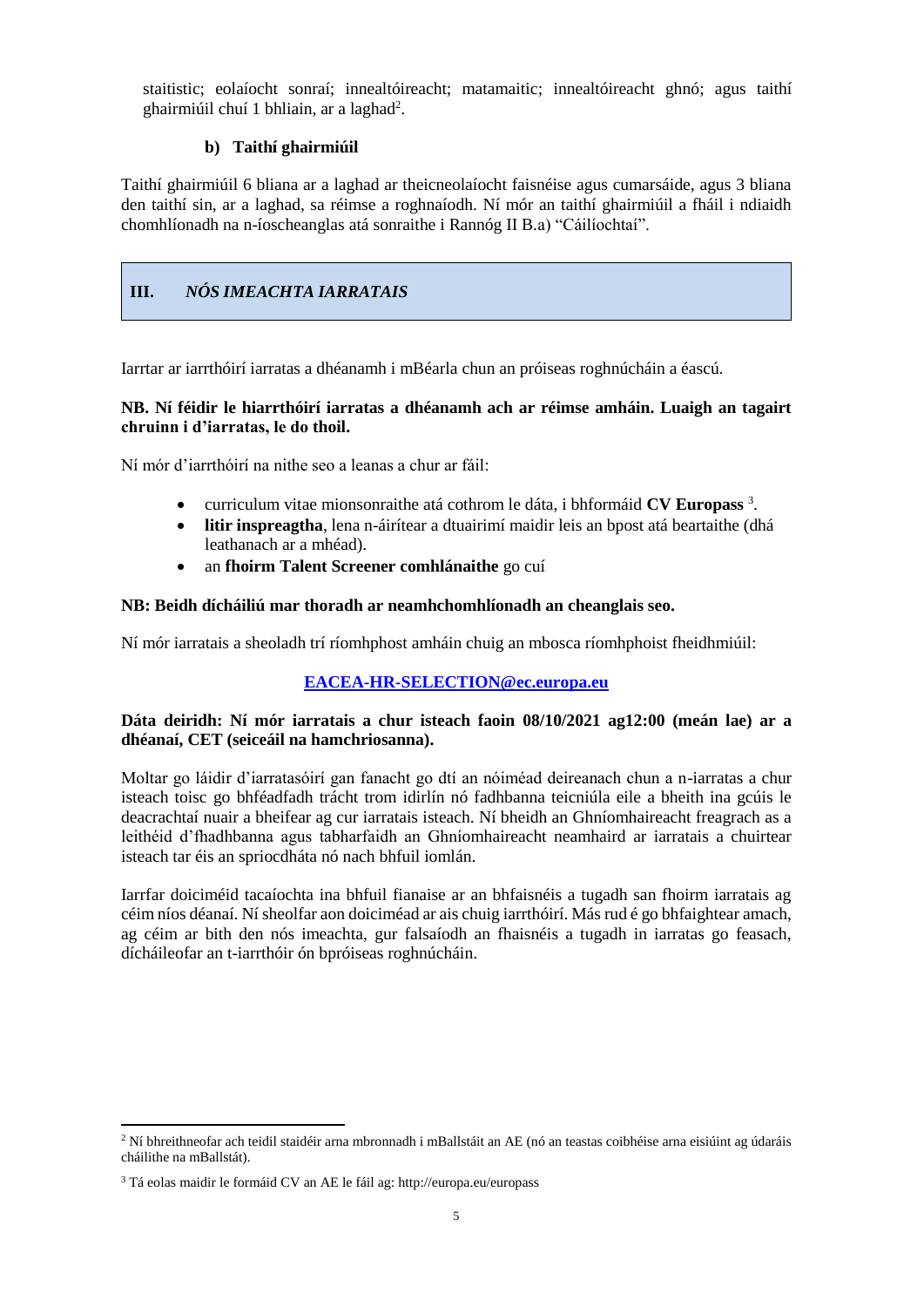staitistic; eolaíocht sonraí; innealtóireacht; matamaitic; innealtóireacht ghnó; agus taithí ghairmiúil chuí 1 bhliain, ar a laghad[2].

### b) Taithí ghairmiúil

Taithí ghairmiúil 6 bliana ar a laghad ar theicneolaíocht faisnéise agus cumarsáide, agus 3 bliana den taithí sin, ar a laghad, sa réimse a roghnaíodh. Ní mór an taithí ghairmiúil a fháil i ndiaidh chomhlíonadh na n-íoscheanglas atá sonraithe i Rannóg II B.a) "Cáilíochtaí".

## III. *NÓS IMEACHTA IARRATAIS*

Iarrtar ar iarrthóirí iarratas a dhéanamh i mBéarla chun an próiseas roghnúcháin a éascú.

**NB. Ní féidir le hiarrthóirí iarratas a dhéanamh ach ar réimse amháin. Luaigh an tagairt chruinn i d'iarratas, le do thoil.**

Ní mór d'iarrthóirí na nithe seo a leanas a chur ar fáil:

- curriculum vitae mionsonraithe atá cothrom le dáta, i bhformáid **CV Europass** [3].
- **litir inspreagtha**, lena n-áirítear a dtuairimí maidir leis an bpost atá beartaithe (dhá leathanach ar a mhéad).
- an **fhoirm Talent Screener comhlánaithe** go cuí

**NB: Beidh dícháiliú mar thoradh ar neamhchomhlíonadh an cheanglais seo.**

Ní mór iarratais a sheoladh trí ríomhphost amháin chuig an mbosca ríomhphoist fheidhmiúil:

**EACEA-HR-SELECTION@ec.europa.eu**

**Dáta deiridh: Ní mór iarratais a chur isteach faoin 08/10/2021 ag12:00 (meán lae) ar a dhéanaí, CET (seiceáil na hamchriosanna).**

Moltar go láidir d'iarratasóirí gan fanacht go dtí an nóiméad deireanach chun a n-iarratas a chur isteach toisc go bhféadfadh trácht trom idirlín nó fadhbanna teicniúla eile a bheith ina gcúis le deacrachtaí nuair a bheifear ag cur iarratais isteach. Ní bheidh an Ghníomhaireacht freagrach as a leithéid d'fhadhbanna agus tabharfaidh an Ghníomhaireacht neamhaird ar iarratais a chuirtear isteach tar éis an spriocdháta nó nach bhfuil iomlán.

Iarrfar doiciméid tacaíochta ina bhfuil fianaise ar an bhfaisnéis a tugadh san fhoirm iarratais ag céim níos déanaí. Ní sheolfar aon doiciméad ar ais chuig iarrthóirí. Más rud é go bhfaightear amach, ag céim ar bith den nós imeachta, gur falsaíodh an fhaisnéis a tugadh in iarratas go feasach, dícháileofar an t-iarrthóir ón bpróiseas roghnúcháin.

---

[2] Ní bhreithneofar ach teidil staidéir arna mbronnadh i mBallstáit an AE (nó an teastas coibhéise arna eisiúint ag údaráis cháilithe na mBallstát).

[3] Tá eolas maidir le formáid CV an AE le fáil ag: http://europa.eu/europass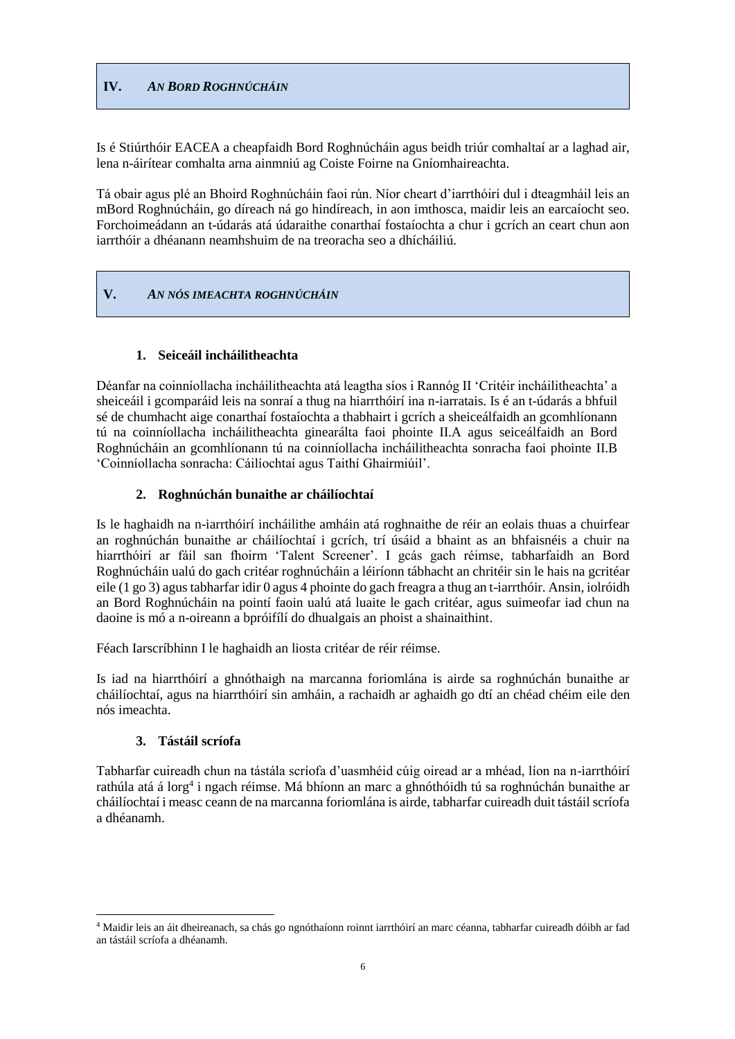## IV. *AN BORD ROGHNÚCHÁIN*

Is é Stiúrthóir EACEA a cheapfaidh Bord Roghnúcháin agus beidh triúr comhaltaí ar a laghad air, lena n-áirítear comhalta arna ainmniú ag Coiste Foirne na Gníomhaireachta.

Tá obair agus plé an Bhoird Roghnúcháin faoi rún. Níor cheart d'iarrthóirí dul i dteagmháil leis an mBord Roghnúcháin, go díreach ná go hindíreach, in aon imthosca, maidir leis an earcaíocht seo. Forchoimeádann an t-údarás atá údaraithe conarthaí fostaíochta a chur i gcrích an ceart chun aon iarrthóir a dhéanann neamhshuim de na treoracha seo a dhícháiliú.

## V. *AN NÓS IMEACHTA ROGHNÚCHÁIN*

### 1. Seiceáil incháilitheachta

Déanfar na coinníollacha incháilitheachta atá leagtha síos i Rannóg II 'Critéir incháilitheachta' a sheiceáil i gcomparáid leis na sonraí a thug na hiarrthóirí ina n-iarratais. Is é an t-údarás a bhfuil sé de chumhacht aige conarthaí fostaíochta a thabhairt i gcrích a sheiceálfaidh an gcomhlíonann tú na coinníollacha incháilitheachta ginearálta faoi phointe II.A agus seiceálfaidh an Bord Roghnúcháin an gcomhlíonann tú na coinníollacha incháilitheachta sonracha faoi phointe II.B 'Coinníollacha sonracha: Cáilíochtaí agus Taithí Ghairmiúil'.

### 2. Roghnúchán bunaithe ar cháilíochtaí

Is le haghaidh na n-iarrthóirí incháilithe amháin atá roghnaithe de réir an eolais thuas a chuirfear an roghnúchán bunaithe ar cháilíochtaí i gcrích, trí úsáid a bhaint as an bhfaisnéis a chuir na hiarrthóirí ar fáil san fhoirm 'Talent Screener'. I gcás gach réimse, tabharfaidh an Bord Roghnúcháin ualú do gach critéar roghnúcháin a léiríonn tábhacht an chritéir sin le hais na gcritéar eile (1 go 3) agus tabharfar idir 0 agus 4 phointe do gach freagra a thug an t-iarrthóir. Ansin, iolróidh an Bord Roghnúcháin na pointí faoin ualú atá luaite le gach critéar, agus suimeofar iad chun na daoine is mó a n-oireann a bpróifílí do dhualgais an phoist a shainaithint.

Féach Iarscríbhinn I le haghaidh an liosta critéar de réir réimse.

Is iad na hiarrthóirí a ghnóthaigh na marcanna foriomlána is airde sa roghnúchán bunaithe ar cháilíochtaí, agus na hiarrthóirí sin amháin, a rachaidh ar aghaidh go dtí an chéad chéim eile den nós imeachta.

### 3. Tástáil scríofa

Tabharfar cuireadh chun na tástála scríofa d'uasmhéid cúig oiread ar a mhéad, líon na n-iarrthóirí rathúla atá á lorg[4] i ngach réimse. Má bhíonn an marc a ghnóthóidh tú sa roghnúchán bunaithe ar cháilíochtaí i measc ceann de na marcanna foriomlána is airde, tabharfar cuireadh duit tástáil scríofa a dhéanamh.

---

[4] Maidir leis an áit dheireanach, sa chás go ngnóthaíonn roinnt iarrthóirí an marc céanna, tabharfar cuireadh dóibh ar fad an tástáil scríofa a dhéanamh.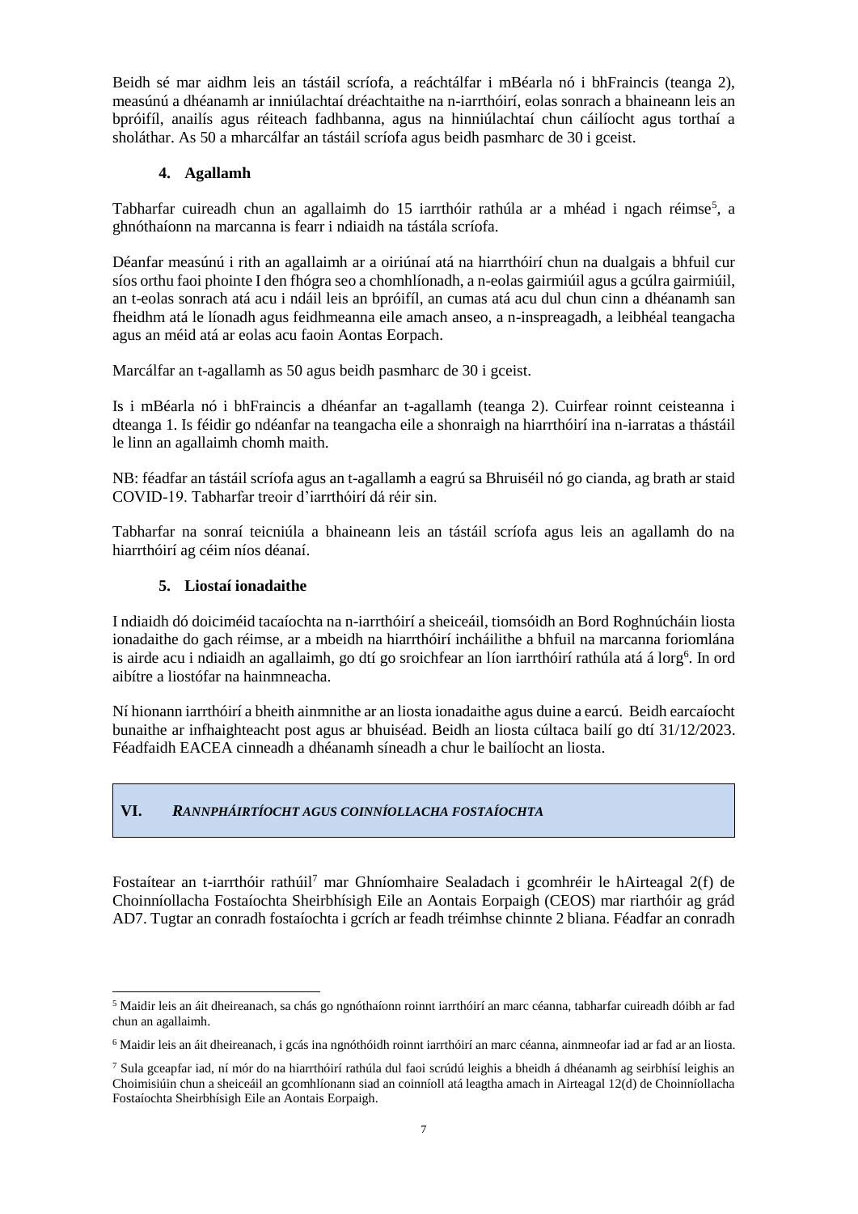Beidh sé mar aidhm leis an tástáil scríofa, a reáchtálfar i mBéarla nó i bhFraincis (teanga 2), measúnú a dhéanamh ar inniúlachtaí dréachtaithe na n-iarrthóirí, eolas sonrach a bhaineann leis an bpróifíl, anailís agus réiteach fadhbanna, agus na hinniúlachtaí chun cáilíocht agus torthaí a sholáthar. As 50 a mharcálfar an tástáil scríofa agus beidh pasmharc de 30 i gceist.

### 4. Agallamh

Tabharfar cuireadh chun an agallaimh do 15 iarrthóir rathúla ar a mhéad i ngach réimse[5], a ghnóthaíonn na marcanna is fearr i ndiaidh na tástála scríofa.

Déanfar measúnú i rith an agallaimh ar a oiriúnaí atá na hiarrthóirí chun na dualgais a bhfuil cur síos orthu faoi phointe I den fhógra seo a chomhlíonadh, a n-eolas gairmiúil agus a gcúlra gairmiúil, an t-eolas sonrach atá acu i ndáil leis an bpróifíl, an cumas atá acu dul chun cinn a dhéanamh san fheidhm atá le líonadh agus feidhmeanna eile amach anseo, a n-inspreagadh, a leibhéal teangacha agus an méid atá ar eolas acu faoin Aontas Eorpach.

Marcálfar an t-agallamh as 50 agus beidh pasmharc de 30 i gceist.

Is i mBéarla nó i bhFraincis a dhéanfar an t-agallamh (teanga 2). Cuirfear roinnt ceisteanna i dteanga 1. Is féidir go ndéanfar na teangacha eile a shonraigh na hiarrthóirí ina n-iarratas a thástáil le linn an agallaimh chomh maith.

NB: féadfar an tástáil scríofa agus an t-agallamh a eagrú sa Bhruiséil nó go cianda, ag brath ar staid COVID-19. Tabharfar treoir d'iarrthóirí dá réir sin.

Tabharfar na sonraí teicniúla a bhaineann leis an tástáil scríofa agus leis an agallamh do na hiarrthóirí ag céim níos déanaí.

### 5. Liostaí ionadaithe

I ndiaidh dó doiciméid tacaíochta na n-iarrthóirí a sheiceáil, tiomsóidh an Bord Roghnúcháin liosta ionadaithe do gach réimse, ar a mbeidh na hiarrthóirí incháilithe a bhfuil na marcanna foriomlána is airde acu i ndiaidh an agallaimh, go dtí go sroichfear an líon iarrthóirí rathúla atá á lorg[6]. In ord aibítre a liostófar na hainmneacha.

Ní hionann iarrthóirí a bheith ainmnithe ar an liosta ionadaithe agus duine a earcú. Beidh earcaíocht bunaithe ar infhaighteacht post agus ar bhuiséad. Beidh an liosta cúltaca bailí go dtí 31/12/2023. Féadfaidh EACEA cinneadh a dhéanamh síneadh a chur le bailíocht an liosta.

## VI. *RANNPHÁIRTÍOCHT AGUS COINNÍOLLACHA FOSTAÍOCHTA*

Fostaítear an t-iarrthóir rathúil[7] mar Ghníomhaire Sealadach i gcomhréir le hAirteagal 2(f) de Choinníollacha Fostaíochta Sheirbhísigh Eile an Aontais Eorpaigh (CEOS) mar riarthóir ag grád AD7. Tugtar an conradh fostaíochta i gcrích ar feadh tréimhse chinnte 2 bliana. Féadfar an conradh

---

[5] Maidir leis an áit dheireanach, sa chás go ngnóthaíonn roinnt iarrthóirí an marc céanna, tabharfar cuireadh dóibh ar fad chun an agallaimh.

[6] Maidir leis an áit dheireanach, i gcás ina ngnóthóidh roinnt iarrthóirí an marc céanna, ainmneofar iad ar fad ar an liosta.

[7] Sula gceapfar iad, ní mór do na hiarrthóirí rathúla dul faoi scrúdú leighis a bheidh á dhéanamh ag seirbhísí leighis an Choimisiúin chun a sheiceáil an gcomhlíonann siad an coinníoll atá leagtha amach in Airteagal 12(d) de Choinníollacha Fostaíochta Sheirbhísigh Eile an Aontais Eorpaigh.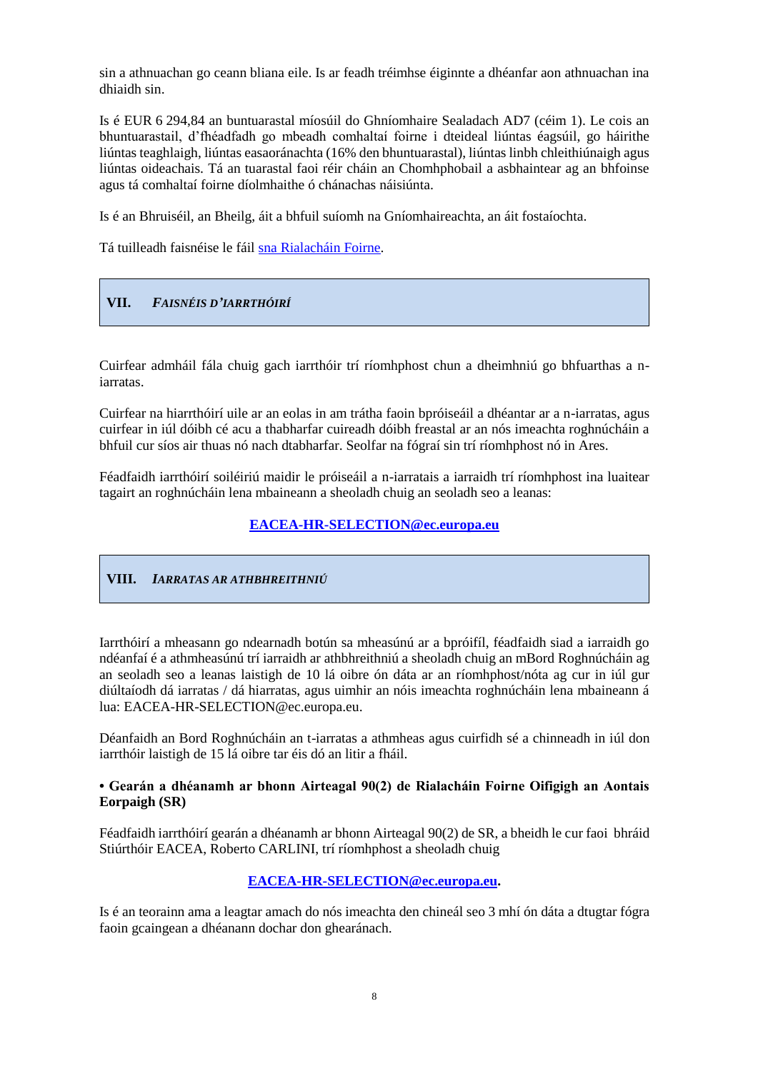sin a athnuachan go ceann bliana eile. Is ar feadh tréimhse éiginnte a dhéanfar aon athnuachan ina dhiaidh sin.

Is é EUR 6 294,84 an buntuarastal míosúil do Ghníomhaire Sealadach AD7 (céim 1). Le cois an bhuntuarastail, d'fhéadfadh go mbeadh comhaltaí foirne i dteideal liúntas éagsúil, go háirithe liúntas teaghlaigh, liúntas easaoránachta (16% den bhuntuarastal), liúntas linbh chleithiúnaigh agus liúntas oideachais. Tá an tuarastal faoi réir cháin an Chomhphobail a asbhaintear ag an bhfoinse agus tá comhaltaí foirne díolmhaithe ó chánachas náisiúnta.

Is é an Bhruiséil, an Bheilg, áit a bhfuil suíomh na Gníomhaireachta, an áit fostaíochta.

Tá tuilleadh faisnéise le fáil [sna Rialacháin Foirne](sna Rialacháin Foirne).

## VII. *FAISNÉIS D'IARRTHÓIRÍ*

Cuirfear admháil fála chuig gach iarrthóir trí ríomhphost chun a dheimhniú go bhfuarthas a n-iarratas.

Cuirfear na hiarrthóirí uile ar an eolas in am trátha faoin bpróiseáil a dhéantar ar a n-iarratas, agus cuirfear in iúl dóibh cé acu a thabharfar cuireadh dóibh freastal ar an nós imeachta roghnúcháin a bhfuil cur síos air thuas nó nach dtabharfar. Seolfar na fógraí sin trí ríomhphost nó in Ares.

Féadfaidh iarrthóirí soiléiriú maidir le próiseáil a n-iarratais a iarraidh trí ríomhphost ina luaitear tagairt an roghnúcháin lena mbaineann a sheoladh chuig an seoladh seo a leanas:

**EACEA-HR-SELECTION@ec.europa.eu**

## VIII. *IARRATAS AR ATHBHREITHNIÚ*

Iarrthóirí a mheasann go ndearnadh botún sa mheasúnú ar a bpróifíl, féadfaidh siad a iarraidh go ndéanfaí é a athmheasúnú trí iarraidh ar athbhreithniú a sheoladh chuig an mBord Roghnúcháin ag an seoladh seo a leanas laistigh de 10 lá oibre ón dáta ar an ríomhphost/nóta ag cur in iúl gur diúltaíodh dá iarratas / dá hiarratas, agus uimhir an nóis imeachta roghnúcháin lena mbaineann á lua: EACEA-HR-SELECTION@ec.europa.eu.

Déanfaidh an Bord Roghnúcháin an t-iarratas a athmheas agus cuirfidh sé a chinneadh in iúl don iarrthóir laistigh de 15 lá oibre tar éis dó an litir a fháil.

**• Gearán a dhéanamh ar bhonn Airteagal 90(2) de Rialacháin Foirne Oifigigh an Aontais Eorpaigh (SR)**

Féadfaidh iarrthóirí gearán a dhéanamh ar bhonn Airteagal 90(2) de SR, a bheidh le cur faoi bhráid Stiúrthóir EACEA, Roberto CARLINI, trí ríomhphost a sheoladh chuig

**EACEA-HR-SELECTION@ec.europa.eu.**

Is é an teorainn ama a leagtar amach do nós imeachta den chineál seo 3 mhí ón dáta a dtugtar fógra faoin gcaingean a dhéanann dochar don ghearánach.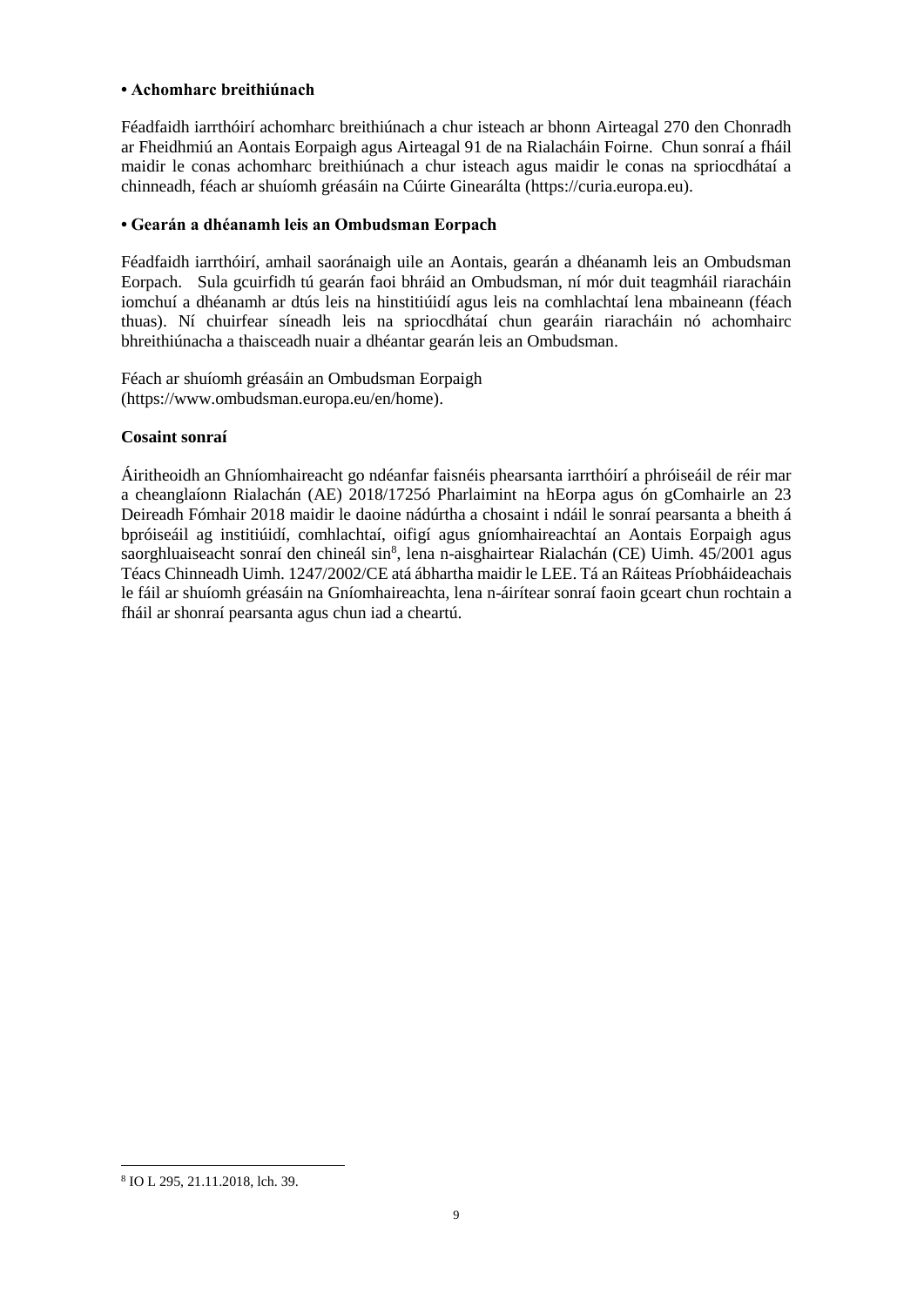**• Achomharc breithiúnach**

Féadfaidh iarrthóirí achomharc breithiúnach a chur isteach ar bhonn Airteagal 270 den Chonradh ar Fheidhmiú an Aontais Eorpaigh agus Airteagal 91 de na Rialacháin Foirne. Chun sonraí a fháil maidir le conas achomharc breithiúnach a chur isteach agus maidir le conas na spriocdhátaí a chinneadh, féach ar shuíomh gréasáin na Cúirte Ginearálta (https://curia.europa.eu).

**• Gearán a dhéanamh leis an Ombudsman Eorpach**

Féadfaidh iarrthóirí, amhail saoránaigh uile an Aontais, gearán a dhéanamh leis an Ombudsman Eorpach. Sula gcuirfidh tú gearán faoi bhráid an Ombudsman, ní mór duit teagmháil riaracháin iomchuí a dhéanamh ar dtús leis na hinstitiúidí agus leis na comhlachtaí lena mbaineann (féach thuas). Ní chuirfear síneadh leis na spriocdhátaí chun gearáin riaracháin nó achomhairc bhreithiúnacha a thaisceadh nuair a dhéantar gearán leis an Ombudsman.

Féach ar shuíomh gréasáin an Ombudsman Eorpaigh (https://www.ombudsman.europa.eu/en/home).

**Cosaint sonraí**

Áiritheoidh an Ghníomhaireacht go ndéanfar faisnéis phearsanta iarrthóirí a phróiseáil de réir mar a cheanglaíonn Rialachán (AE) 2018/1725ó Pharlaimint na hEorpa agus ón gComhairle an 23 Deireadh Fómhair 2018 maidir le daoine nádúrtha a chosaint i ndáil le sonraí pearsanta a bheith á bpróiseáil ag institiúidí, comhlachtaí, oifigí agus gníomhaireachtaí an Aontais Eorpaigh agus saorghluaiseacht sonraí den chineál sin[8], lena n-aisghairtear Rialachán (CE) Uimh. 45/2001 agus Téacs Chinneadh Uimh. 1247/2002/CE atá ábhartha maidir le LEE. Tá an Ráiteas Príobháideachais le fáil ar shuíomh gréasáin na Gníomhaireachta, lena n-áirítear sonraí faoin gceart chun rochtain a fháil ar shonraí pearsanta agus chun iad a cheartú.

---

[8] IO L 295, 21.11.2018, lch. 39.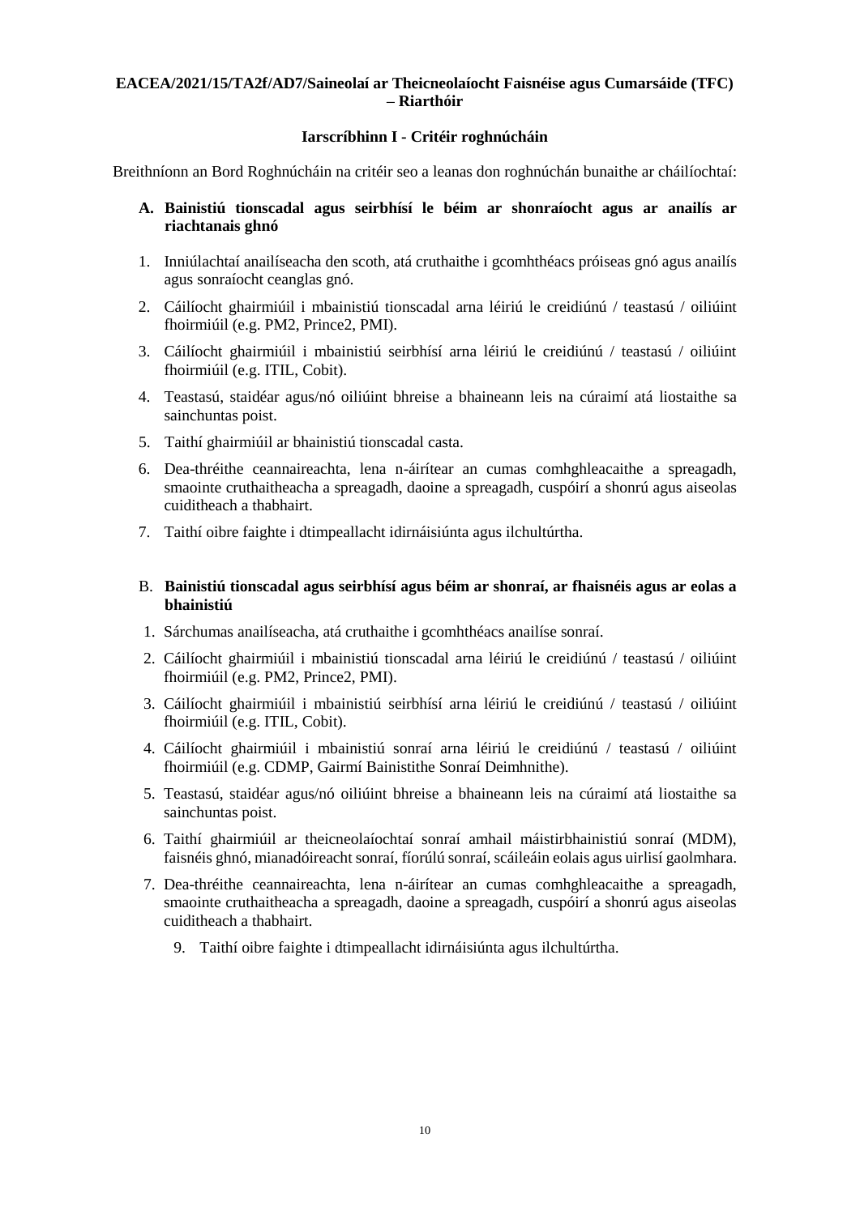**EACEA/2021/15/TA2f/AD7/Saineolaí ar Theicneolaíocht Faisnéise agus Cumarsáide (TFC) – Riarthóir**

**Iarscríbhinn I - Critéir roghnúcháin**

Breithníonn an Bord Roghnúcháin na critéir seo a leanas don roghnúchán bunaithe ar cháilíochtaí:

**A. Bainistiú tionscadal agus seirbhísí le béim ar shonraíocht agus ar anailís ar riachtanais ghnó**

1. Inniúlachtaí anailíseacha den scoth, atá cruthaithe i gcomhthéacs próiseas gnó agus anailís agus sonraíocht ceanglas gnó.
2. Cáilíocht ghairmiúil i mbainistiú tionscadal arna léiriú le creidiúnú / teastasú / oiliúint fhoirmiúil (e.g. PM2, Prince2, PMI).
3. Cáilíocht ghairmiúil i mbainistiú seirbhísí arna léiriú le creidiúnú / teastasú / oiliúint fhoirmiúil (e.g. ITIL, Cobit).
4. Teastasú, staidéar agus/nó oiliúint bhreise a bhaineann leis na cúraimí atá liostaithe sa sainchuntas poist.
5. Taithí ghairmiúil ar bhainistiú tionscadal casta.
6. Dea-thréithe ceannaireachta, lena n-áirítear an cumas comhghleacaithe a spreagadh, smaointe cruthaitheacha a spreagadh, daoine a spreagadh, cuspóirí a shonrú agus aiseolas cuiditheach a thabhairt.
7. Taithí oibre faighte i dtimpeallacht idirnáisiúnta agus ilchultúrtha.

**B. Bainistiú tionscadal agus seirbhísí agus béim ar shonraí, ar fhaisnéis agus ar eolas a bhainistiú**

1. Sárchumas anailíseacha, atá cruthaithe i gcomhthéacs anailíse sonraí.
2. Cáilíocht ghairmiúil i mbainistiú tionscadal arna léiriú le creidiúnú / teastasú / oiliúint fhoirmiúil (e.g. PM2, Prince2, PMI).
3. Cáilíocht ghairmiúil i mbainistiú seirbhísí arna léiriú le creidiúnú / teastasú / oiliúint fhoirmiúil (e.g. ITIL, Cobit).
4. Cáilíocht ghairmiúil i mbainistiú sonraí arna léiriú le creidiúnú / teastasú / oiliúint fhoirmiúil (e.g. CDMP, Gairmí Bainistithe Sonraí Deimhnithe).
5. Teastasú, staidéar agus/nó oiliúint bhreise a bhaineann leis na cúraimí atá liostaithe sa sainchuntas poist.
6. Taithí ghairmiúil ar theicneolaíochtaí sonraí amhail máistirbhainistiú sonraí (MDM), faisnéis ghnó, mianadóireacht sonraí, fíorúlú sonraí, scáileáin eolais agus uirlisí gaolmhara.
7. Dea-thréithe ceannaireachta, lena n-áirítear an cumas comhghleacaithe a spreagadh, smaointe cruthaitheacha a spreagadh, daoine a spreagadh, cuspóirí a shonrú agus aiseolas cuiditheach a thabhairt.

9. Taithí oibre faighte i dtimpeallacht idirnáisiúnta agus ilchultúrtha.